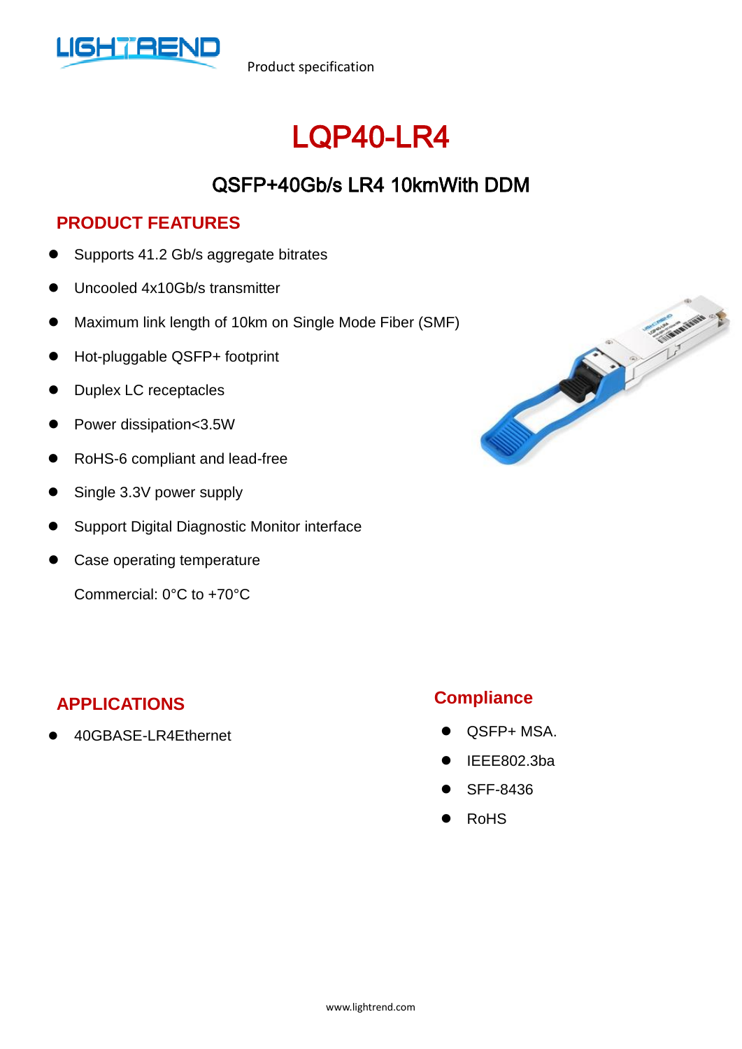Product specification

# LQP40-LR4

## QSFP+40Gb/s LR4 10kmWith DDM

### PRODUCT FEATURES

- Supports 41.2 Gb/s aggregate bitrates
- Uncooled 4x10Gb/s transmitter
- Maximum link length of 10km on Single Mode Fiber (SMF)
- Hot-pluggable QSFP+ footprint
- Duplex LC receptacles
- Power dissipation<3.5W
- RoHS-6 compliant and lead-free
- Single 3.3V power supply
- Support Digital Diagnostic Monitor interface
- Case operating temperature

  Commercial: 0°C to +70°C

### APPLICATIONS

- 40GBASE-LR4Ethernet

### Compliance

- QSFP+ MSA.
- IEEE802.3ba
- SFF-8436
- RoHS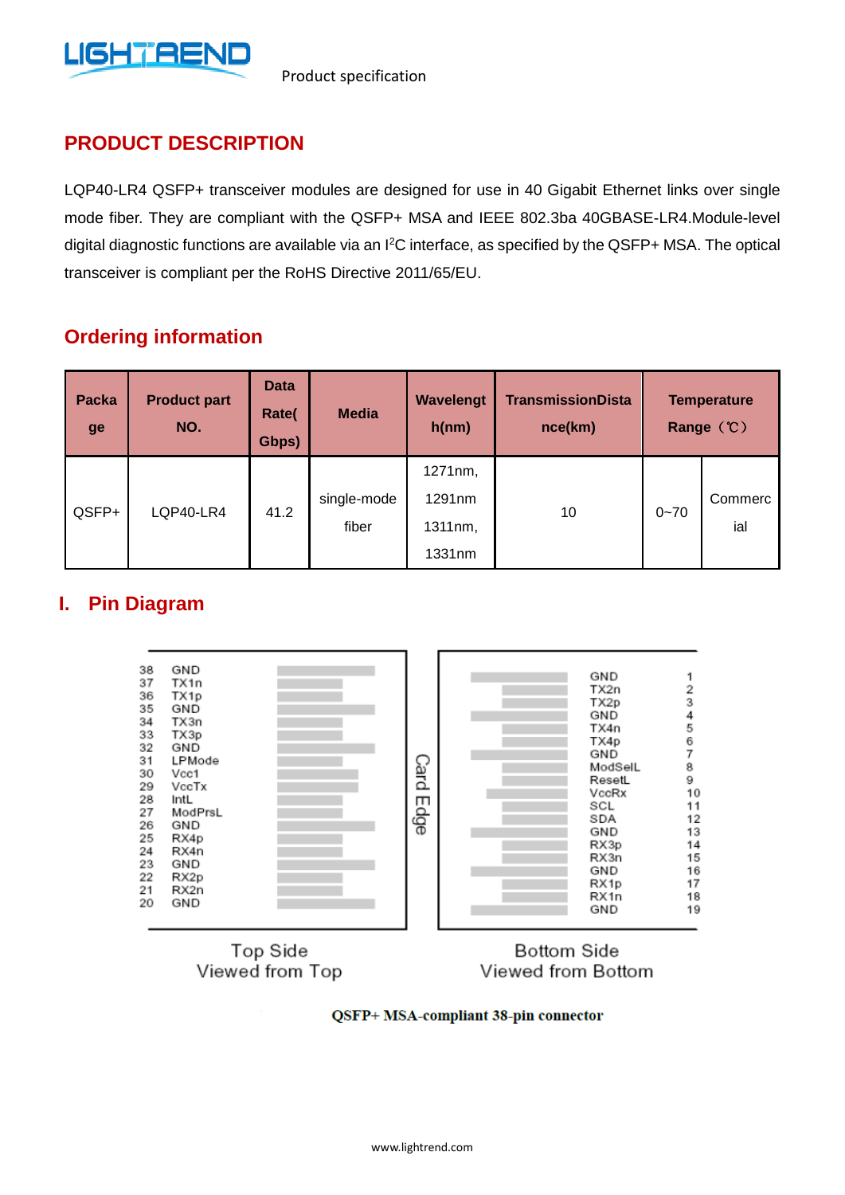## PRODUCT DESCRIPTION

LQP40-LR4 QSFP+ transceiver modules are designed for use in 40 Gigabit Ethernet links over single mode fiber. They are compliant with the QSFP+ MSA and IEEE 802.3ba 40GBASE-LR4.Module-level digital diagnostic functions are available via an I$^2$C interface, as specified by the QSFP+ MSA. The optical transceiver is compliant per the RoHS Directive 2011/65/EU.

## Ordering information

| Package | Product part NO. | Data Rate(Gbps) | Media | Wavelength(nm) | TransmissionDistance(km) | Temperature Range（℃） | |
|---|---|---|---|---|---|---|---|
| QSFP+ | LQP40-LR4 | 41.2 | single-mode fiber | 1271nm, 1291nm 1311nm, 1331nm | 10 | 0~70 | Commercial |

## I. Pin Diagram

| Pin | Signal (Top Side) |
|---|---|
| 38 | GND |
| 37 | TX1n |
| 36 | TX1p |
| 35 | GND |
| 34 | TX3n |
| 33 | TX3p |
| 32 | GND |
| 31 | LPMode |
| 30 | Vcc1 |
| 29 | VccTx |
| 28 | IntL |
| 27 | ModPrsL |
| 26 | GND |
| 25 | RX4p |
| 24 | RX4n |
| 23 | GND |
| 22 | RX2p |
| 21 | RX2n |
| 20 | GND |

| Pin | Signal (Bottom Side) |
|---|---|
| 1 | GND |
| 2 | TX2n |
| 3 | TX2p |
| 4 | GND |
| 5 | TX4n |
| 6 | TX4p |
| 7 | GND |
| 8 | ModSelL |
| 9 | ResetL |
| 10 | VccRx |
| 11 | SCL |
| 12 | SDA |
| 13 | GND |
| 14 | RX3p |
| 15 | RX3n |
| 16 | GND |
| 17 | RX1p |
| 18 | RX1n |
| 19 | GND |

Card Edge

Top Side
Viewed from Top

Bottom Side
Viewed from Bottom

**QSFP+ MSA-compliant 38-pin connector**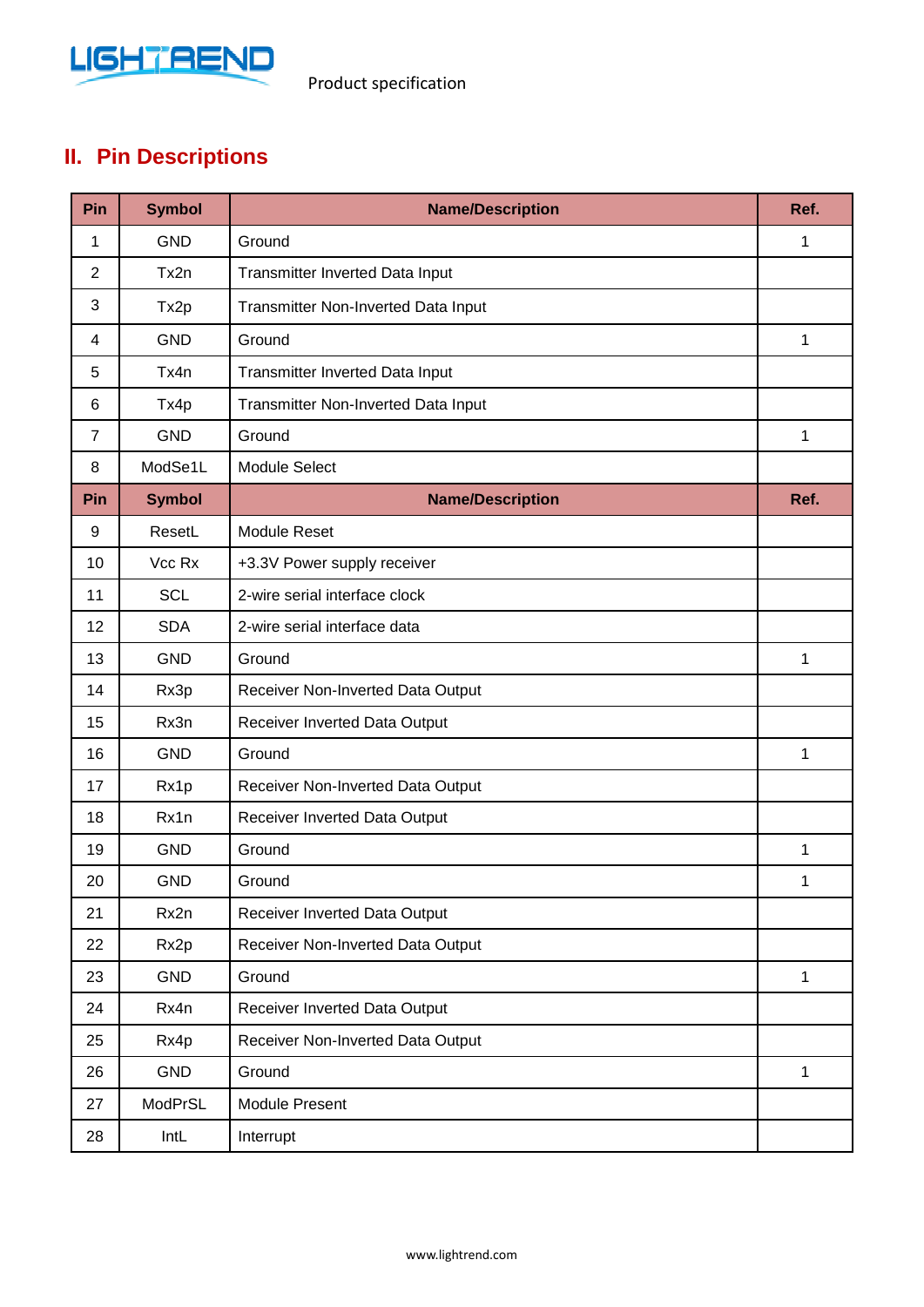## II. Pin Descriptions

| Pin | Symbol | Name/Description | Ref. |
|---|---|---|---|
| 1 | GND | Ground | 1 |
| 2 | Tx2n | Transmitter Inverted Data Input | |
| 3 | Tx2p | Transmitter Non-Inverted Data Input | |
| 4 | GND | Ground | 1 |
| 5 | Tx4n | Transmitter Inverted Data Input | |
| 6 | Tx4p | Transmitter Non-Inverted Data Input | |
| 7 | GND | Ground | 1 |
| 8 | ModSe1L | Module Select | |
| **Pin** | **Symbol** | **Name/Description** | **Ref.** |
| 9 | ResetL | Module Reset | |
| 10 | Vcc Rx | +3.3V Power supply receiver | |
| 11 | SCL | 2-wire serial interface clock | |
| 12 | SDA | 2-wire serial interface data | |
| 13 | GND | Ground | 1 |
| 14 | Rx3p | Receiver Non-Inverted Data Output | |
| 15 | Rx3n | Receiver Inverted Data Output | |
| 16 | GND | Ground | 1 |
| 17 | Rx1p | Receiver Non-Inverted Data Output | |
| 18 | Rx1n | Receiver Inverted Data Output | |
| 19 | GND | Ground | 1 |
| 20 | GND | Ground | 1 |
| 21 | Rx2n | Receiver Inverted Data Output | |
| 22 | Rx2p | Receiver Non-Inverted Data Output | |
| 23 | GND | Ground | 1 |
| 24 | Rx4n | Receiver Inverted Data Output | |
| 25 | Rx4p | Receiver Non-Inverted Data Output | |
| 26 | GND | Ground | 1 |
| 27 | ModPrSL | Module Present | |
| 28 | IntL | Interrupt | |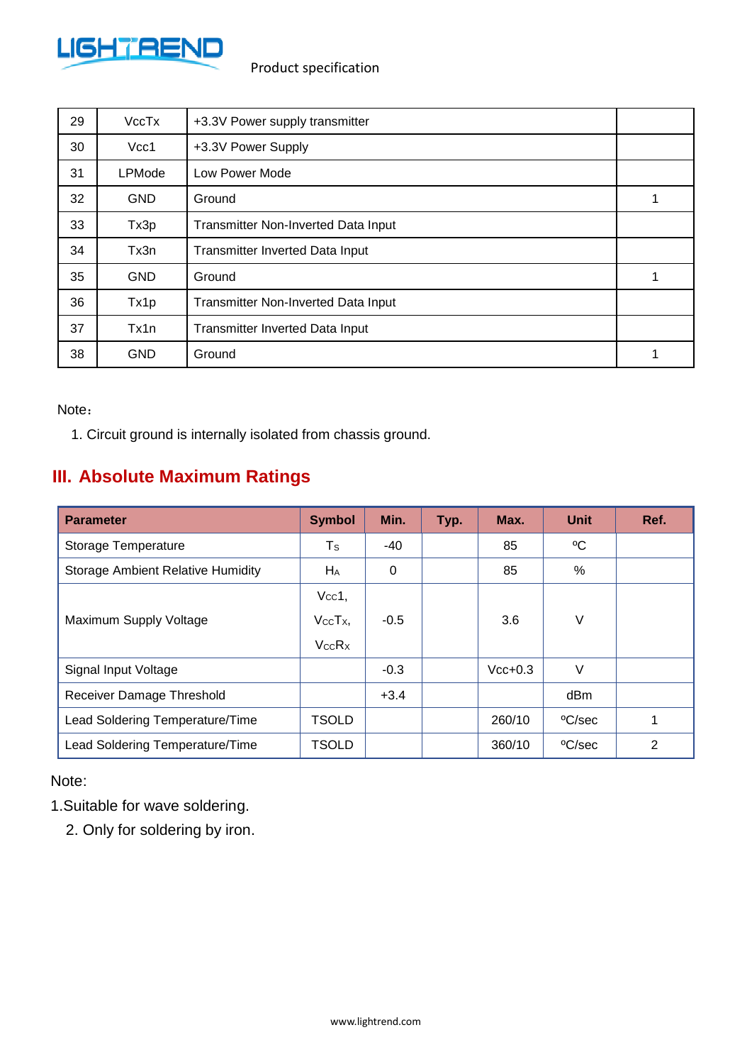| 29 | VccTx | +3.3V Power supply transmitter | |
|---|---|---|---|
| 30 | Vcc1 | +3.3V Power Supply | |
| 31 | LPMode | Low Power Mode | |
| 32 | GND | Ground | 1 |
| 33 | Tx3p | Transmitter Non-Inverted Data Input | |
| 34 | Tx3n | Transmitter Inverted Data Input | |
| 35 | GND | Ground | 1 |
| 36 | Tx1p | Transmitter Non-Inverted Data Input | |
| 37 | Tx1n | Transmitter Inverted Data Input | |
| 38 | GND | Ground | 1 |

Note：

1. Circuit ground is internally isolated from chassis ground.

## III. Absolute Maximum Ratings

| Parameter | Symbol | Min. | Typ. | Max. | Unit | Ref. |
|---|---|---|---|---|---|---|
| Storage Temperature | $T_S$ | -40 | | 85 | ºC | |
| Storage Ambient Relative Humidity | $H_A$ | 0 | | 85 | % | |
| Maximum Supply Voltage | $V_{CC}1$, $V_{CC}T_X$, $V_{CC}R_X$ | -0.5 | | 3.6 | V | |
| Signal Input Voltage | | -0.3 | | Vcc+0.3 | V | |
| Receiver Damage Threshold | | +3.4 | | | dBm | |
| Lead Soldering Temperature/Time | TSOLD | | | 260/10 | ºC/sec | 1 |
| Lead Soldering Temperature/Time | TSOLD | | | 360/10 | ºC/sec | 2 |

Note:

1. Suitable for wave soldering.
2. Only for soldering by iron.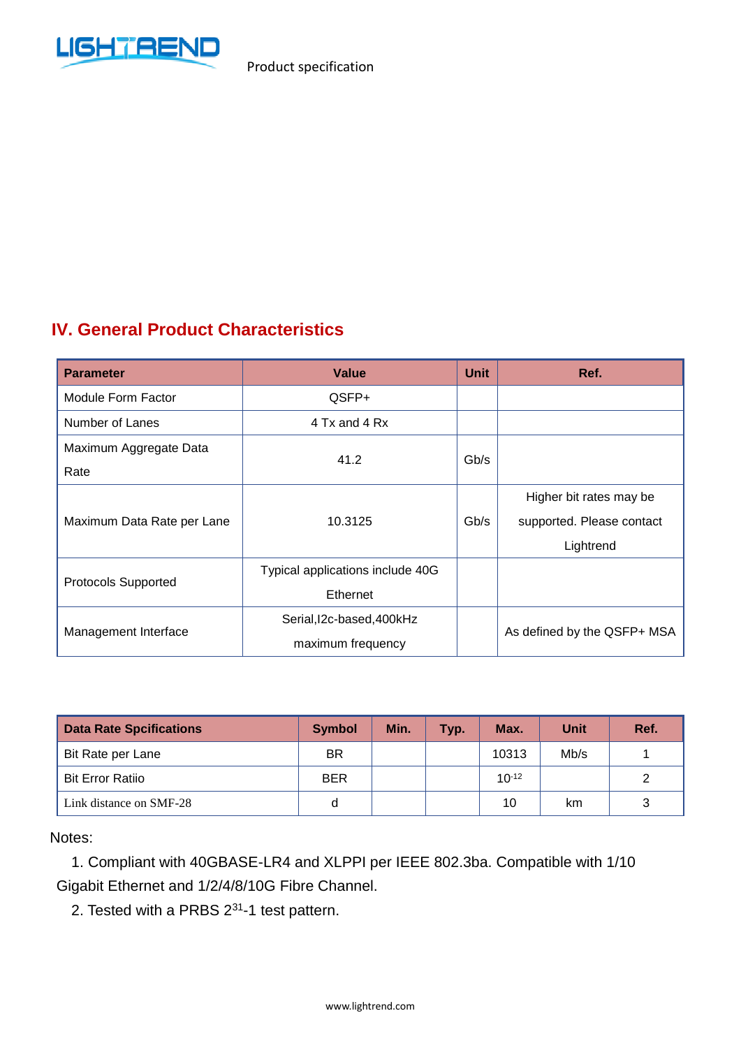## IV. General Product Characteristics

| Parameter | Value | Unit | Ref. |
|---|---|---|---|
| Module Form Factor | QSFP+ | | |
| Number of Lanes | 4 Tx and 4 Rx | | |
| Maximum Aggregate Data Rate | 41.2 | Gb/s | |
| Maximum Data Rate per Lane | 10.3125 | Gb/s | Higher bit rates may be supported. Please contact Lightrend |
| Protocols Supported | Typical applications include 40G Ethernet | | |
| Management Interface | Serial,I2c-based,400kHz maximum frequency | | As defined by the QSFP+ MSA |

| Data Rate Spcifications | Symbol | Min. | Typ. | Max. | Unit | Ref. |
|---|---|---|---|---|---|---|
| Bit Rate per Lane | BR | | | 10313 | Mb/s | 1 |
| Bit Error Ratiio | BER | | | $10^{-12}$ | | 2 |
| Link distance on SMF-28 | d | | | 10 | km | 3 |

Notes:

1. Compliant with 40GBASE-LR4 and XLPPI per IEEE 802.3ba. Compatible with 1/10 Gigabit Ethernet and 1/2/4/8/10G Fibre Channel.
2. Tested with a PRBS $2^{31}$-1 test pattern.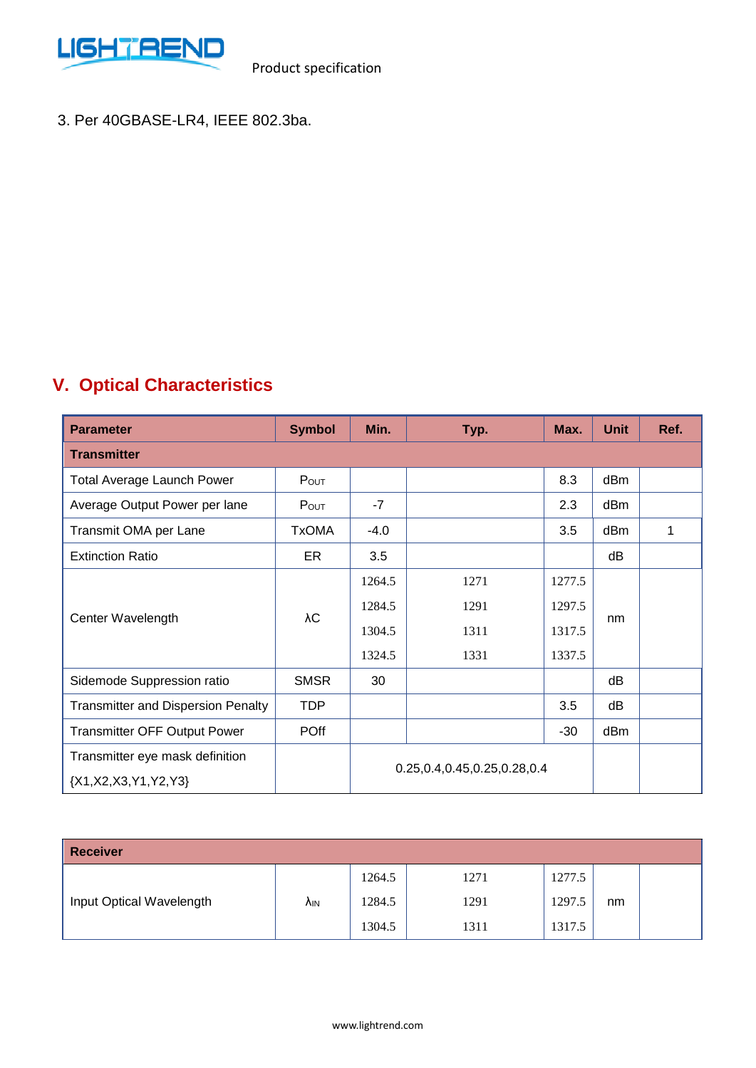3. Per 40GBASE-LR4, IEEE 802.3ba.

## V. Optical Characteristics

| Parameter | Symbol | Min. | Typ. | Max. | Unit | Ref. |
|---|---|---|---|---|---|---|
| **Transmitter** | | | | | | |
| Total Average Launch Power | $P_{OUT}$ | | | 8.3 | dBm | |
| Average Output Power per lane | $P_{OUT}$ | -7 | | 2.3 | dBm | |
| Transmit OMA per Lane | TxOMA | -4.0 | | 3.5 | dBm | 1 |
| Extinction Ratio | ER | 3.5 | | | dB | |
| Center Wavelength | λC | 1264.5 | 1271 | 1277.5 | nm | |
| | | 1284.5 | 1291 | 1297.5 | | |
| | | 1304.5 | 1311 | 1317.5 | | |
| | | 1324.5 | 1331 | 1337.5 | | |
| Sidemode Suppression ratio | SMSR | 30 | | | dB | |
| Transmitter and Dispersion Penalty | TDP | | | 3.5 | dB | |
| Transmitter OFF Output Power | POff | | | -30 | dBm | |
| Transmitter eye mask definition {X1,X2,X3,Y1,Y2,Y3} | | 0.25,0.4,0.45,0.25,0.28,0.4 | | | | |

| Receiver | | | | | | |
|---|---|---|---|---|---|---|
| Input Optical Wavelength | $\lambda_{IN}$ | 1264.5 | 1271 | 1277.5 | nm | |
| | | 1284.5 | 1291 | 1297.5 | | |
| | | 1304.5 | 1311 | 1317.5 | | |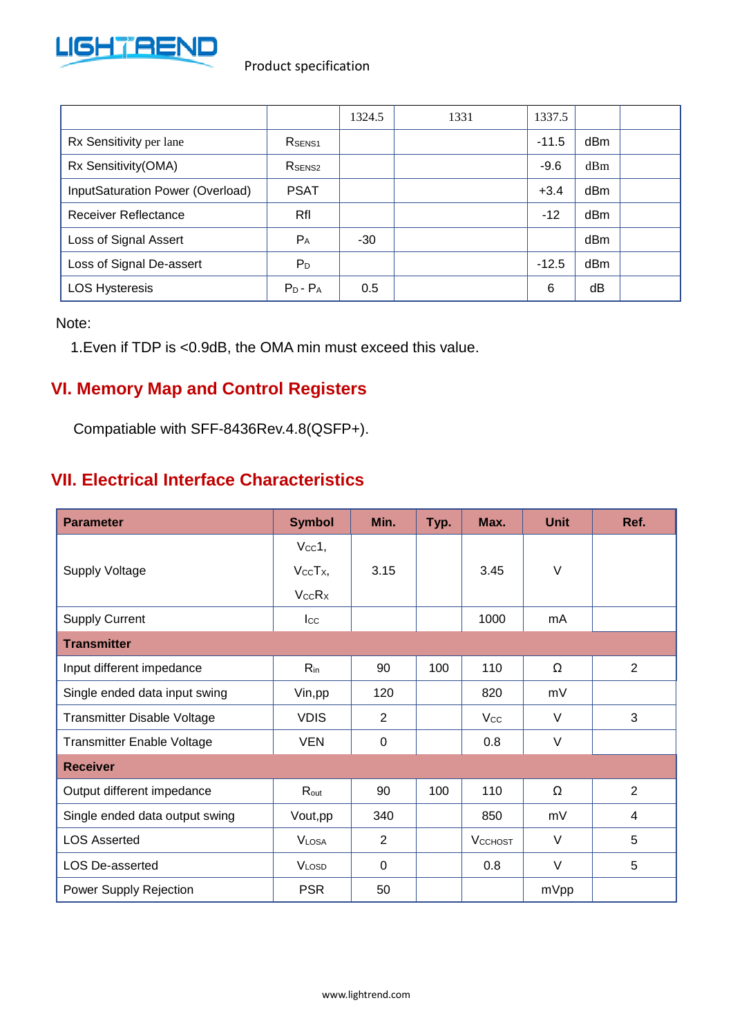|  |  | 1324.5 | 1331 | 1337.5 |  |  |
|---|---|---|---|---|---|---|
| Rx Sensitivity per lane | $R_{SENS1}$ |  |  | -11.5 | dBm |  |
| Rx Sensitivity(OMA) | $R_{SENS2}$ |  |  | -9.6 | dBm |  |
| InputSaturation Power (Overload) | PSAT |  |  | +3.4 | dBm |  |
| Receiver Reflectance | Rfl |  |  | -12 | dBm |  |
| Loss of Signal Assert | $P_A$ | -30 |  |  | dBm |  |
| Loss of Signal De-assert | $P_D$ |  |  | -12.5 | dBm |  |
| LOS Hysteresis | $P_D$ - $P_A$ | 0.5 |  | 6 | dB |  |

Note:

1.Even if TDP is <0.9dB, the OMA min must exceed this value.

## VI. Memory Map and Control Registers

Compatiable with SFF-8436Rev.4.8(QSFP+).

## VII. Electrical Interface Characteristics

| Parameter | Symbol | Min. | Typ. | Max. | Unit | Ref. |
|---|---|---|---|---|---|---|
| Supply Voltage | $V_{CC}1$, $V_{CC}T_X$, $V_{CC}R_X$ | 3.15 |  | 3.45 | V |  |
| Supply Current | $I_{CC}$ |  |  | 1000 | mA |  |
| **Transmitter** |  |  |  |  |  |  |
| Input different impedance | $R_{in}$ | 90 | 100 | 110 | Ω | 2 |
| Single ended data input swing | Vin,pp | 120 |  | 820 | mV |  |
| Transmitter Disable Voltage | VDIS | 2 |  | $V_{CC}$ | V | 3 |
| Transmitter Enable Voltage | VEN | 0 |  | 0.8 | V |  |
| **Receiver** |  |  |  |  |  |  |
| Output different impedance | $R_{out}$ | 90 | 100 | 110 | Ω | 2 |
| Single ended data output swing | Vout,pp | 340 |  | 850 | mV | 4 |
| LOS Asserted | $V_{LOSA}$ | 2 |  | $V_{CCHOST}$ | V | 5 |
| LOS De-asserted | $V_{LOSD}$ | 0 |  | 0.8 | V | 5 |
| Power Supply Rejection | PSR | 50 |  |  | mVpp |  |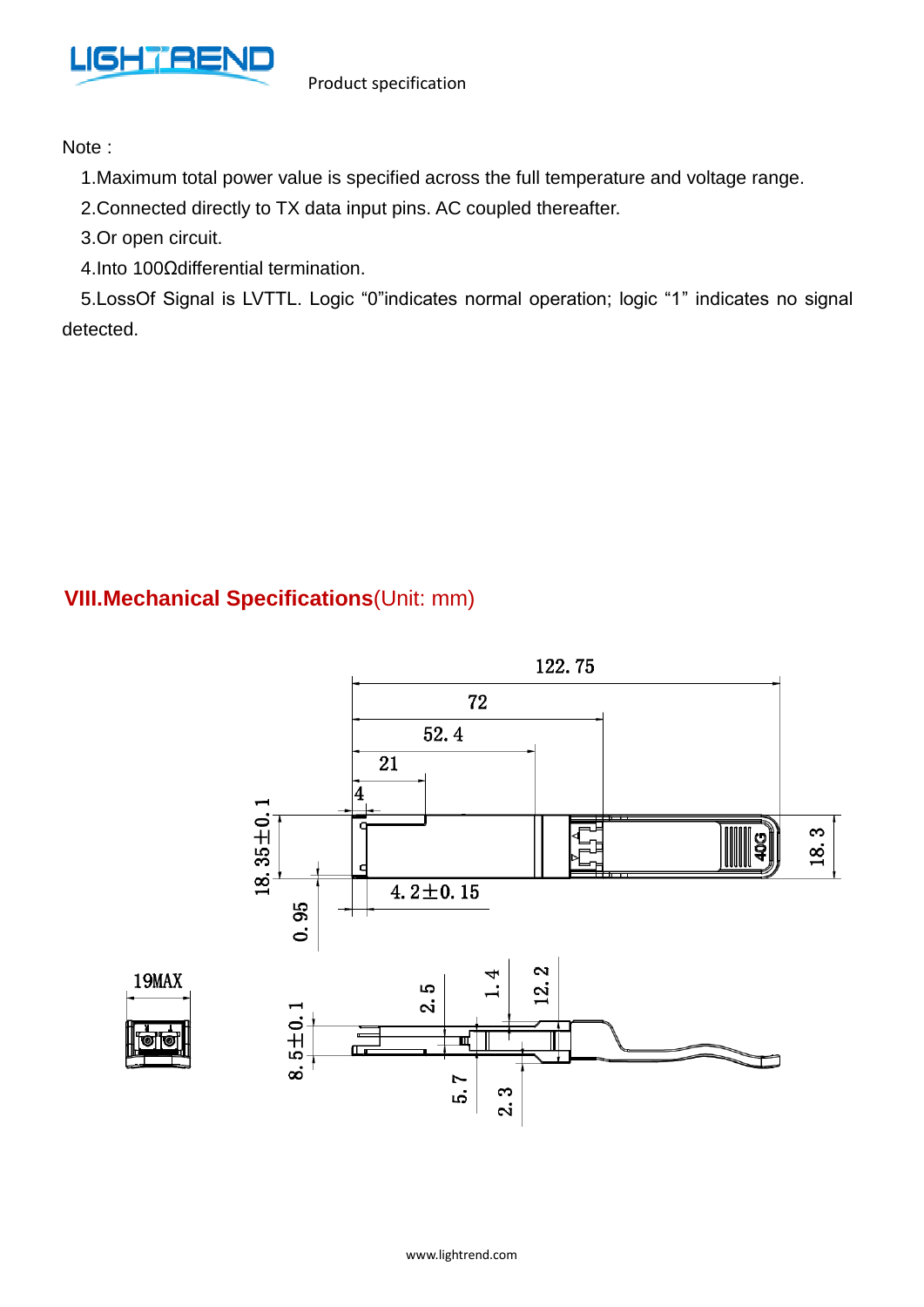Note :

1.Maximum total power value is specified across the full temperature and voltage range.

2.Connected directly to TX data input pins. AC coupled thereafter.

3.Or open circuit.

4.Into 100Ωdifferential termination.

5.LossOf Signal is LVTTL. Logic "0"indicates normal operation; logic "1" indicates no signal detected.

## VIII.Mechanical Specifications(Unit: mm)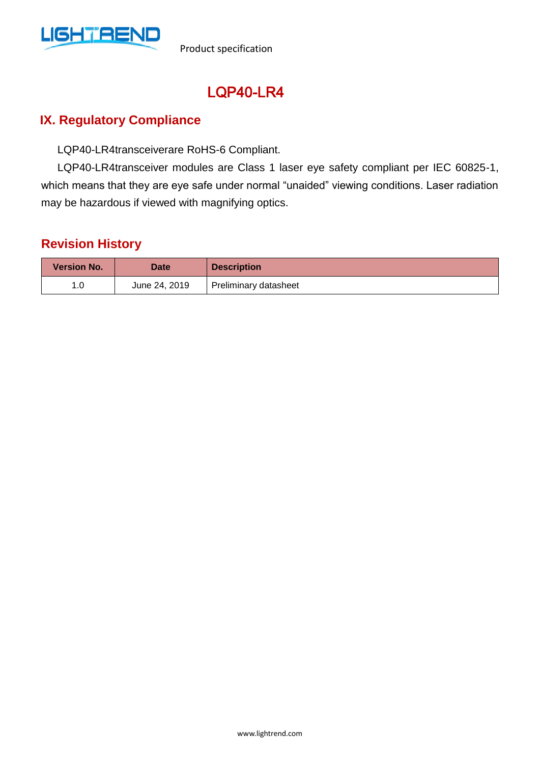# LQP40-LR4

## IX. Regulatory Compliance

LQP40-LR4transceiverare RoHS-6 Compliant.

LQP40-LR4transceiver modules are Class 1 laser eye safety compliant per IEC 60825-1, which means that they are eye safe under normal “unaided” viewing conditions. Laser radiation may be hazardous if viewed with magnifying optics.

## Revision History

| Version No. | Date | Description |
|---|---|---|
| 1.0 | June 24, 2019 | Preliminary datasheet |